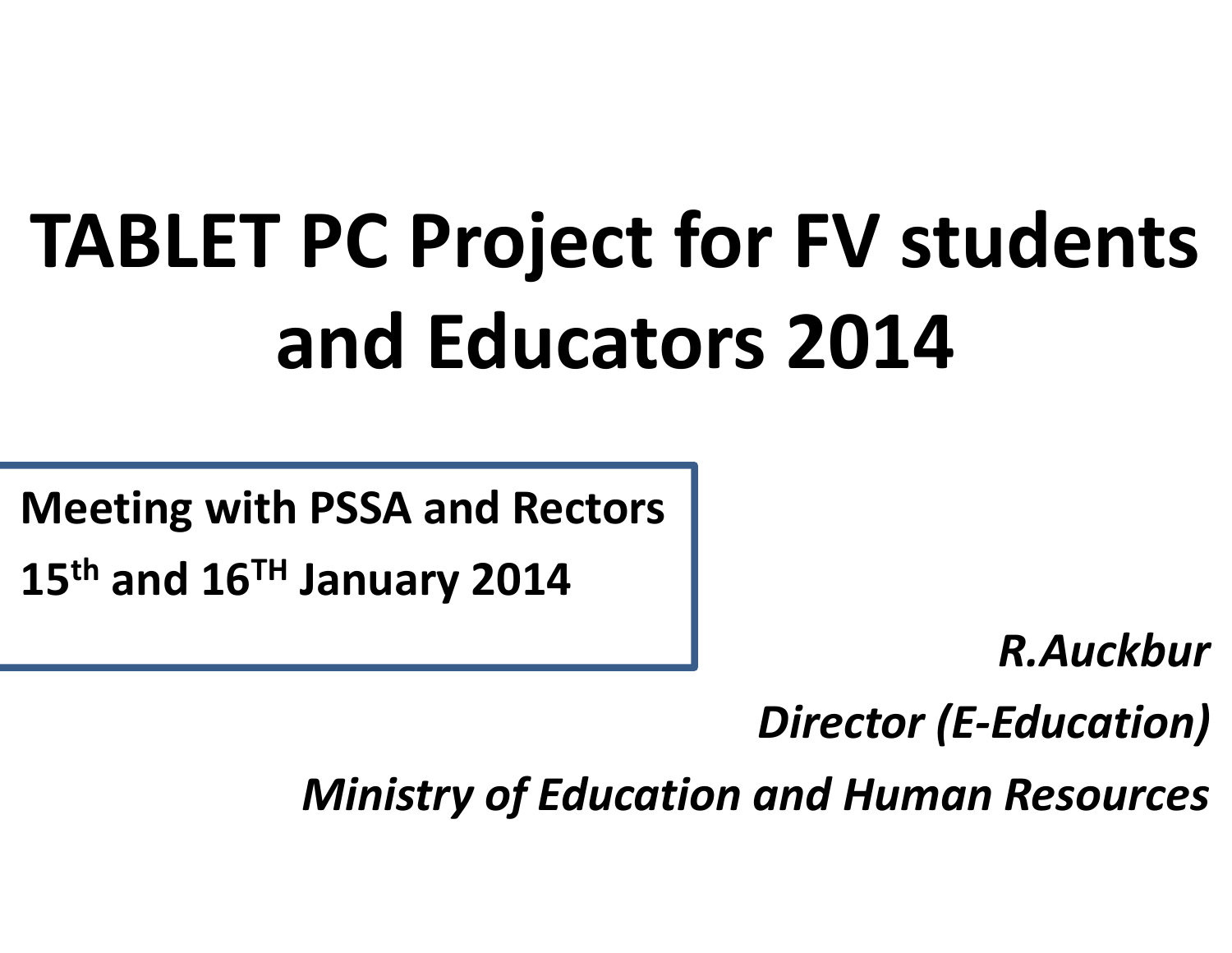# TABLET PC Project for FV students and Educators 2014

**Meeting with PSSA and Rectors**
**15th and 16TH January 2014**

*R.Auckbur*

*Director (E-Education)*

*Ministry of Education and Human Resources*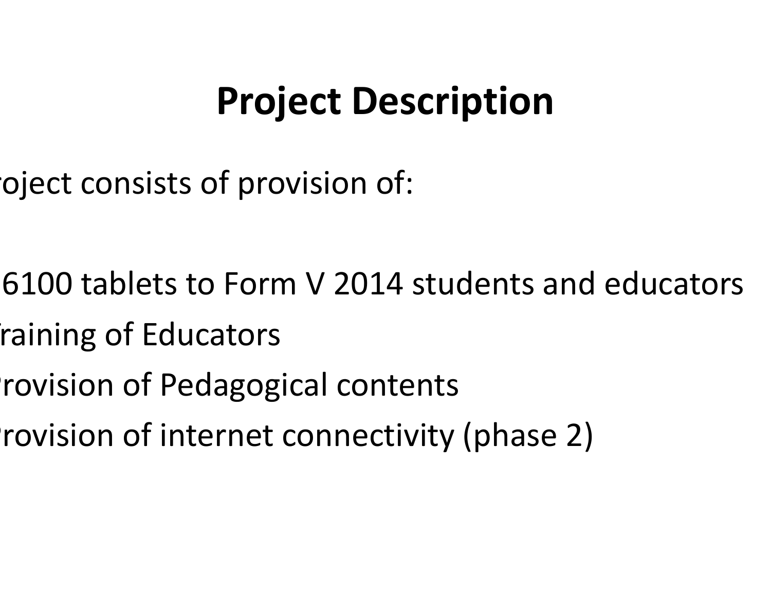# Project Description

roject consists of provision of:

- 6100 tablets to Form V 2014 students and educators
- raining of Educators
- rovision of Pedagogical contents
- rovision of internet connectivity (phase 2)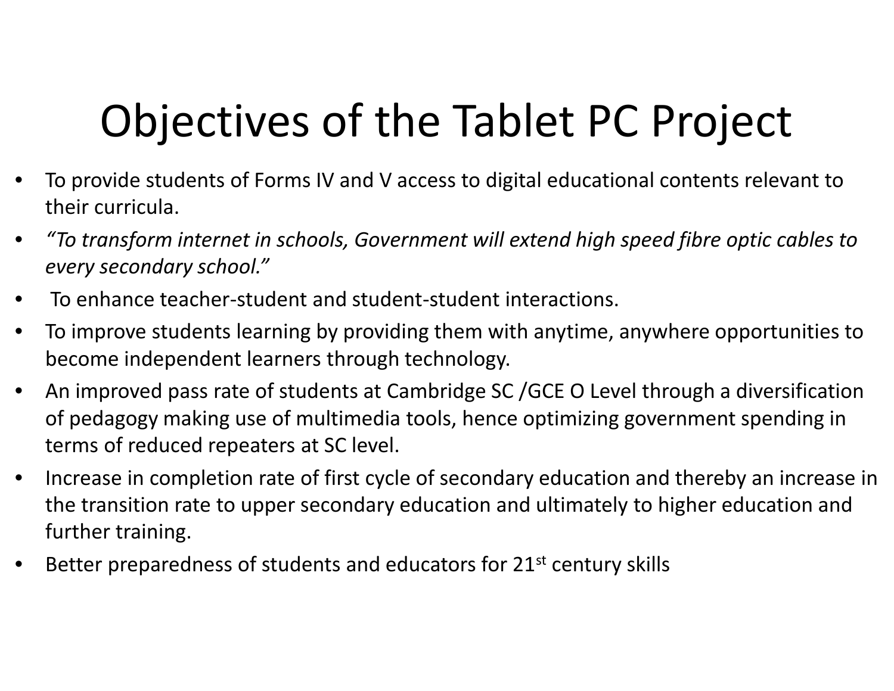# Objectives of the Tablet PC Project

- To provide students of Forms IV and V access to digital educational contents relevant to their curricula.
- *"To transform internet in schools, Government will extend high speed fibre optic cables to every secondary school."*
- To enhance teacher-student and student-student interactions.
- To improve students learning by providing them with anytime, anywhere opportunities to become independent learners through technology.
- An improved pass rate of students at Cambridge SC /GCE O Level through a diversification of pedagogy making use of multimedia tools, hence optimizing government spending in terms of reduced repeaters at SC level.
- Increase in completion rate of first cycle of secondary education and thereby an increase in the transition rate to upper secondary education and ultimately to higher education and further training.
- Better preparedness of students and educators for 21st century skills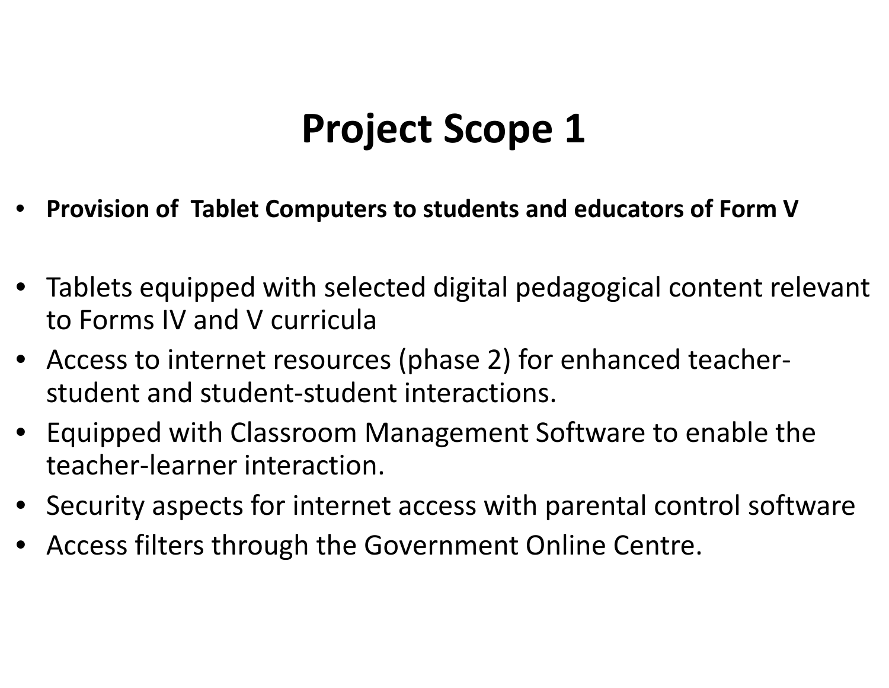# Project Scope 1

- **Provision of Tablet Computers to students and educators of Form V**

- Tablets equipped with selected digital pedagogical content relevant to Forms IV and V curricula
- Access to internet resources (phase 2) for enhanced teacher-student and student-student interactions.
- Equipped with Classroom Management Software to enable the teacher-learner interaction.
- Security aspects for internet access with parental control software
- Access filters through the Government Online Centre.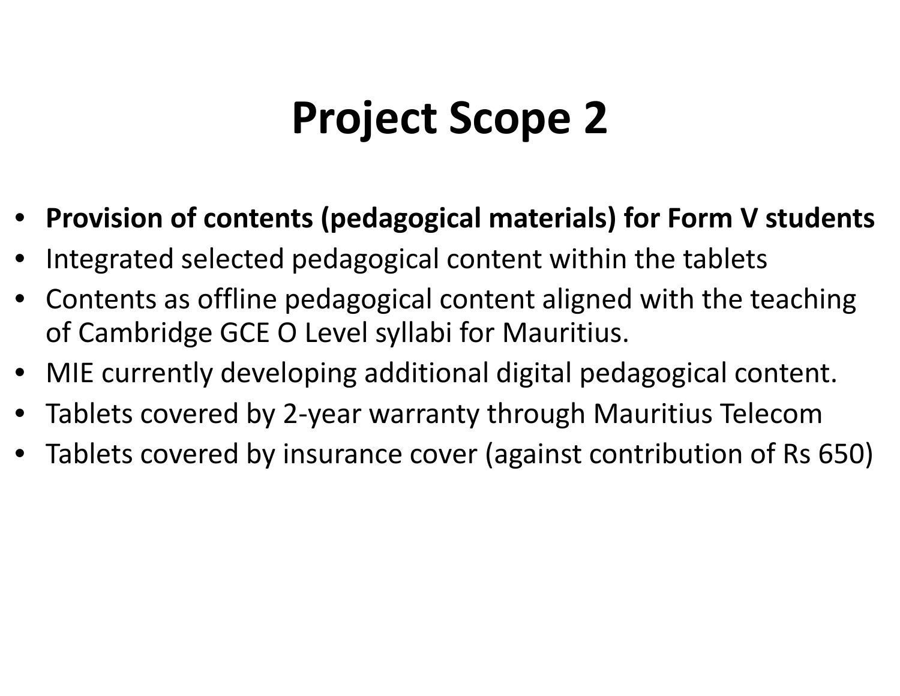# Project Scope 2

- **Provision of contents (pedagogical materials) for Form V students**
- Integrated selected pedagogical content within the tablets
- Contents as offline pedagogical content aligned with the teaching of Cambridge GCE O Level syllabi for Mauritius.
- MIE currently developing additional digital pedagogical content.
- Tablets covered by 2-year warranty through Mauritius Telecom
- Tablets covered by insurance cover (against contribution of Rs 650)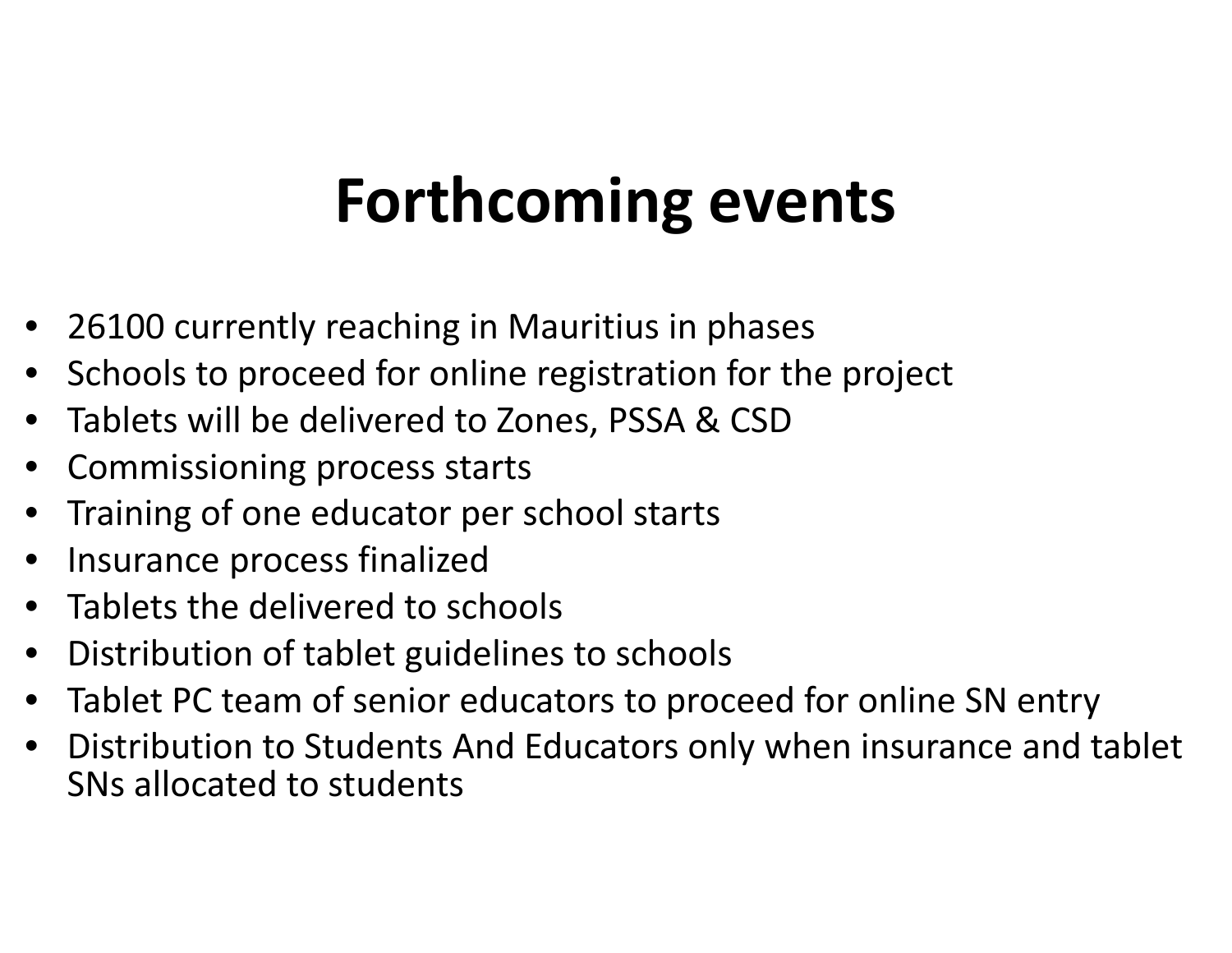# Forthcoming events

- 26100 currently reaching in Mauritius in phases
- Schools to proceed for online registration for the project
- Tablets will be delivered to Zones, PSSA & CSD
- Commissioning process starts
- Training of one educator per school starts
- Insurance process finalized
- Tablets the delivered to schools
- Distribution of tablet guidelines to schools
- Tablet PC team of senior educators to proceed for online SN entry
- Distribution to Students And Educators only when insurance and tablet SNs allocated to students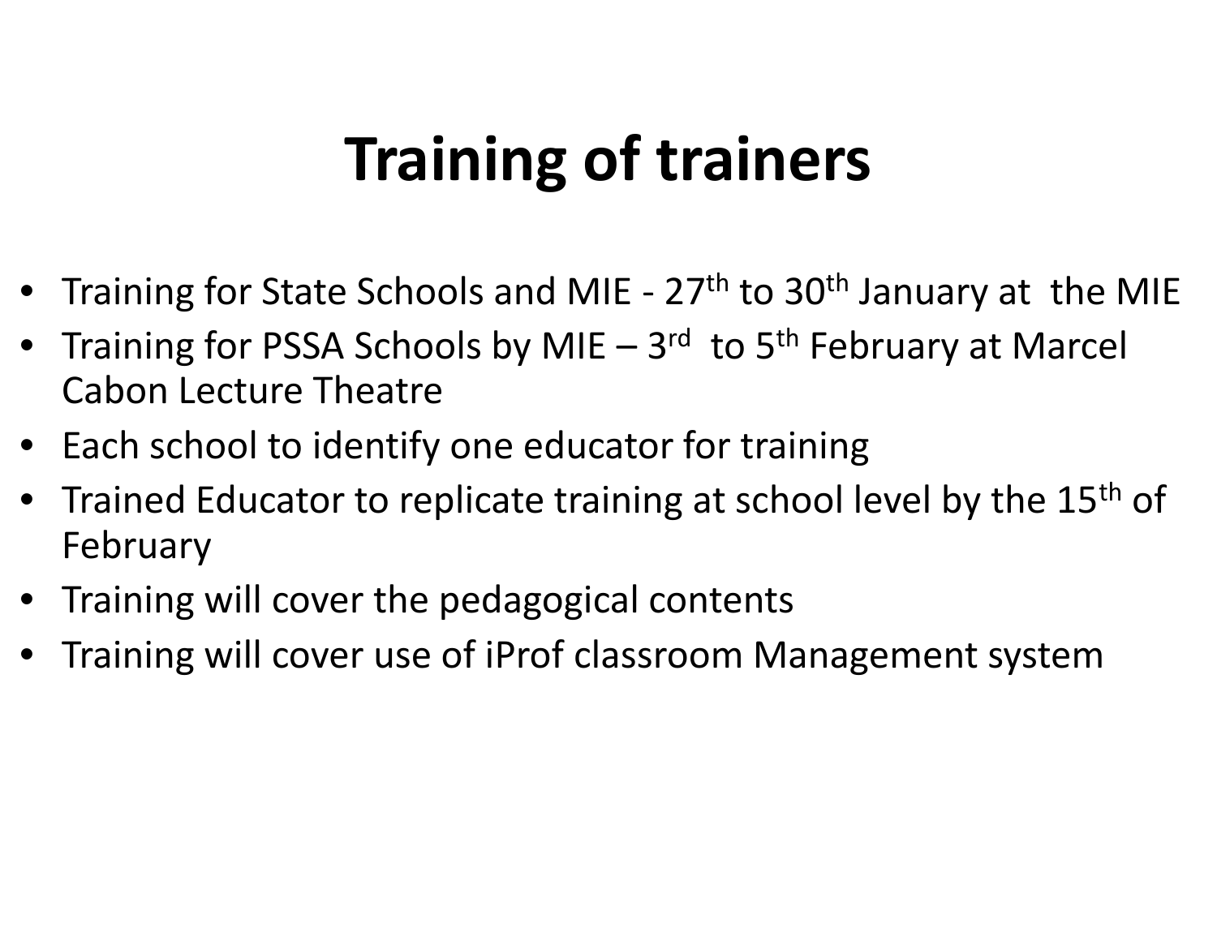# Training of trainers

- Training for State Schools and MIE - 27th to 30th January at the MIE
- Training for PSSA Schools by MIE – 3rd to 5th February at Marcel Cabon Lecture Theatre
- Each school to identify one educator for training
- Trained Educator to replicate training at school level by the 15th of February
- Training will cover the pedagogical contents
- Training will cover use of iProf classroom Management system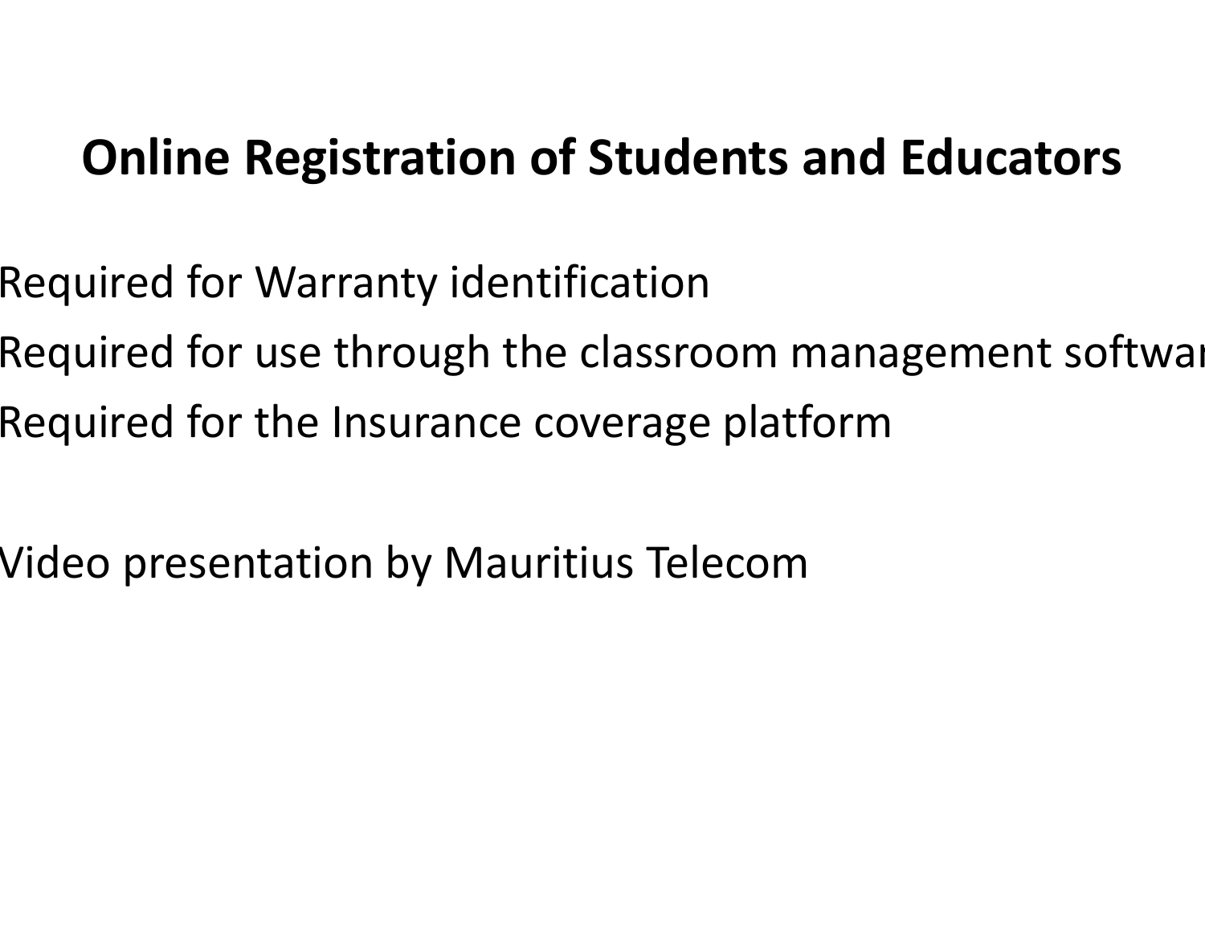# Online Registration of Students and Educators

Required for Warranty identification

Required for use through the classroom management softwar

Required for the Insurance coverage platform

Video presentation by Mauritius Telecom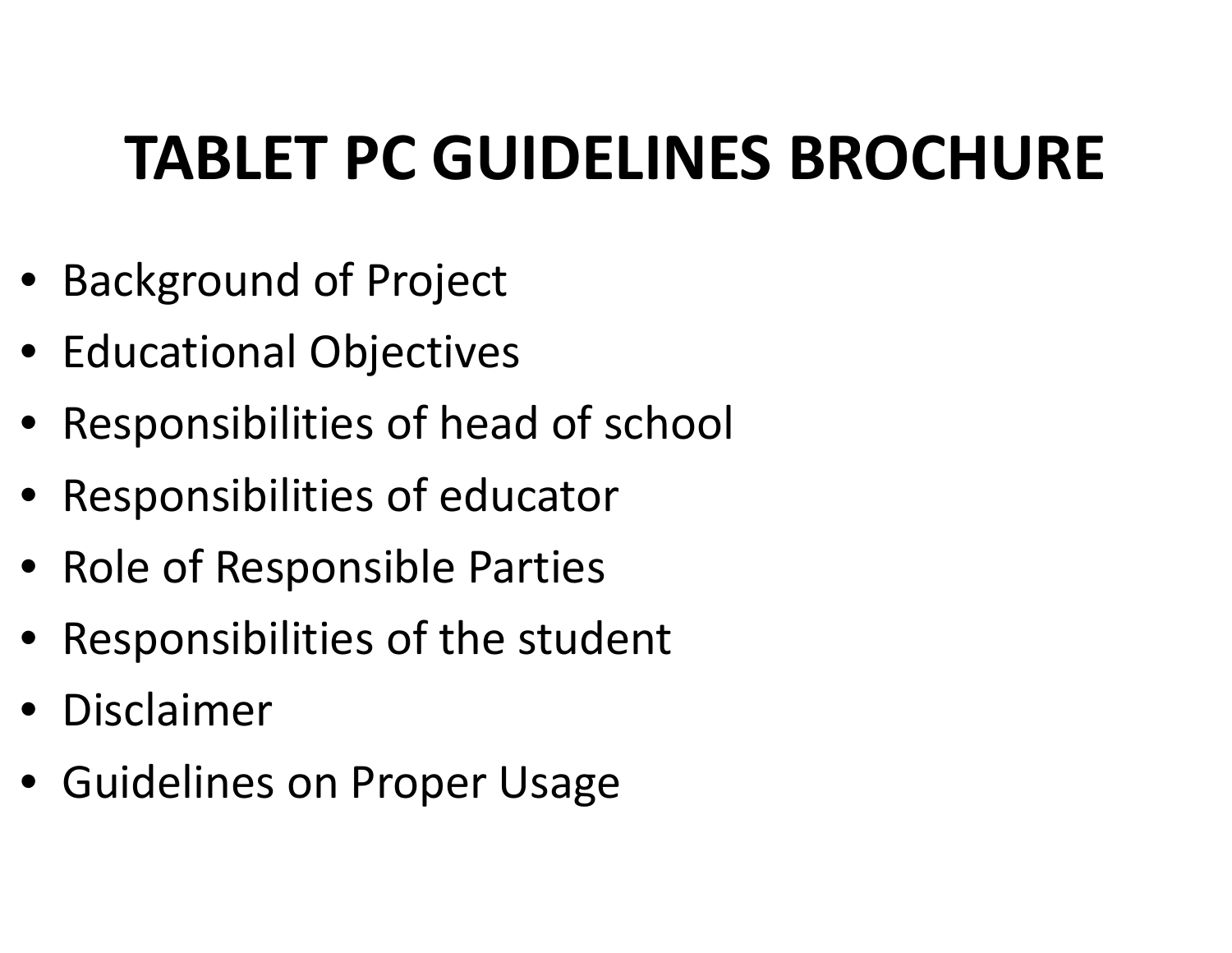# TABLET PC GUIDELINES BROCHURE

- Background of Project
- Educational Objectives
- Responsibilities of head of school
- Responsibilities of educator
- Role of Responsible Parties
- Responsibilities of the student
- Disclaimer
- Guidelines on Proper Usage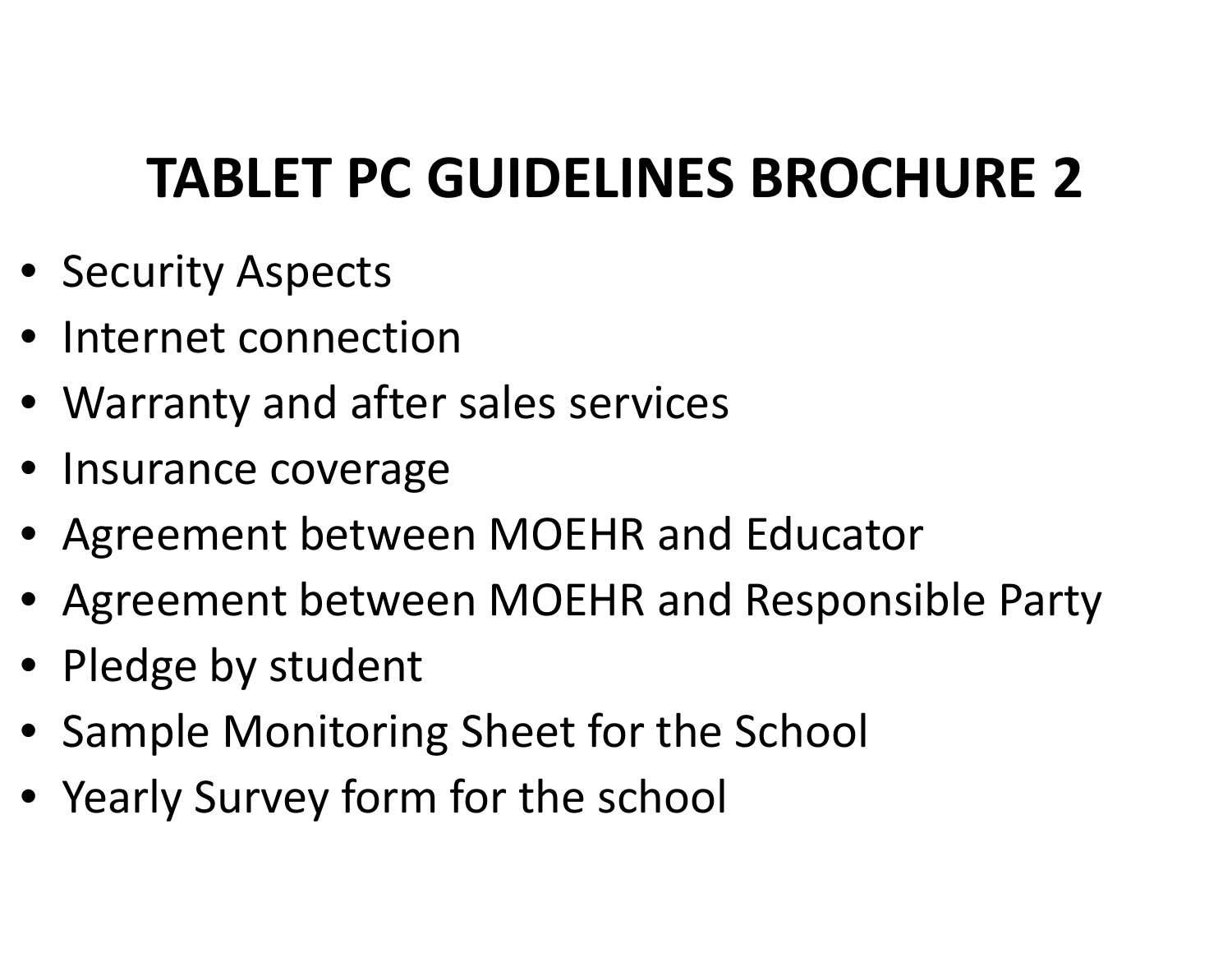# TABLET PC GUIDELINES BROCHURE 2

- Security Aspects
- Internet connection
- Warranty and after sales services
- Insurance coverage
- Agreement between MOEHR and Educator
- Agreement between MOEHR and Responsible Party
- Pledge by student
- Sample Monitoring Sheet for the School
- Yearly Survey form for the school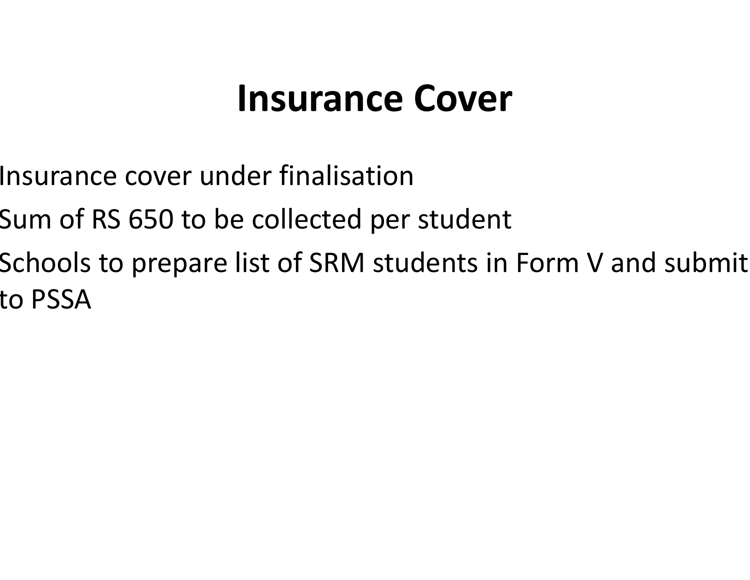# Insurance Cover

- Insurance cover under finalisation
- Sum of RS 650 to be collected per student
- Schools to prepare list of SRM students in Form V and submit to PSSA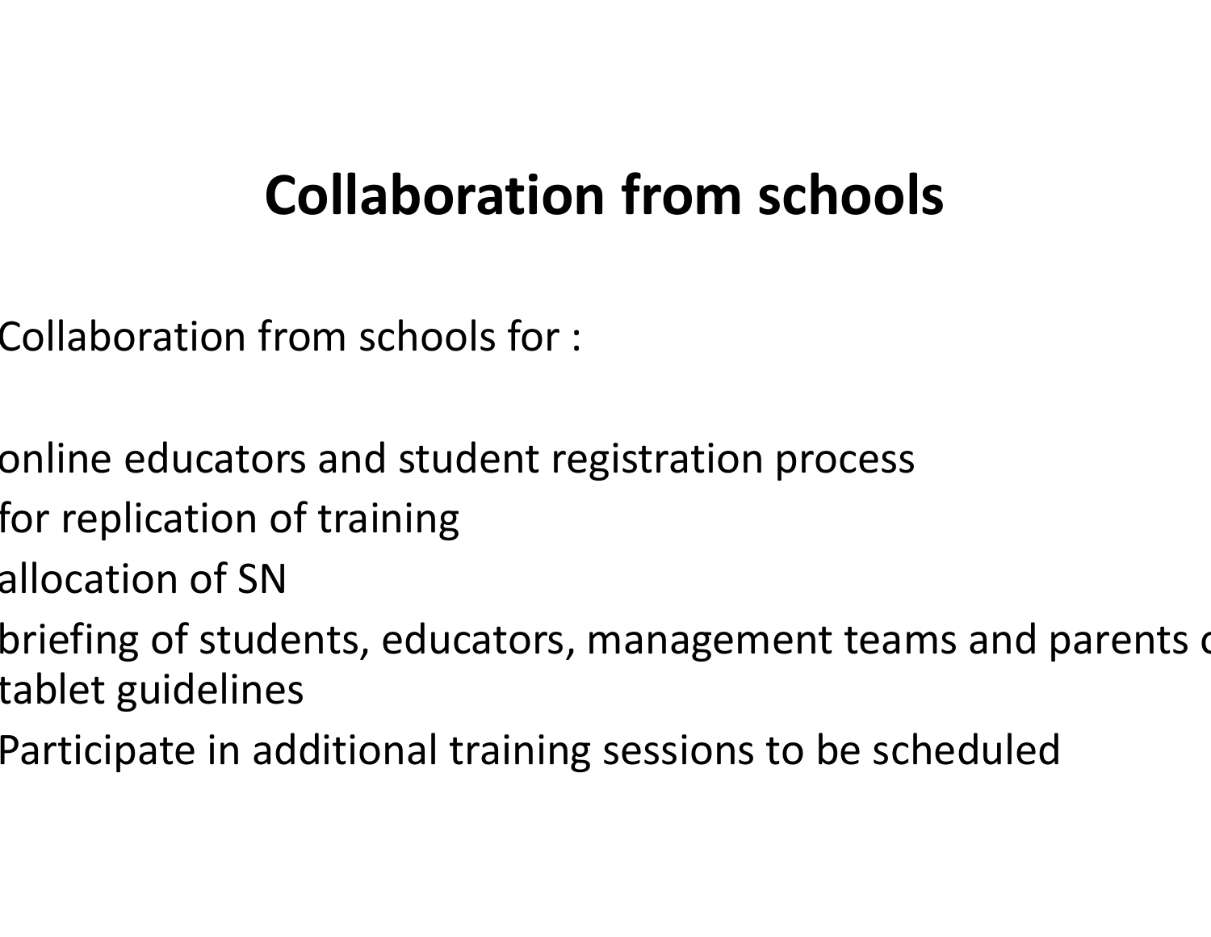# Collaboration from schools

Collaboration from schools for :

- online educators and student registration process
- for replication of training
- allocation of SN
- briefing of students, educators, management teams and parents c tablet guidelines
- Participate in additional training sessions to be scheduled